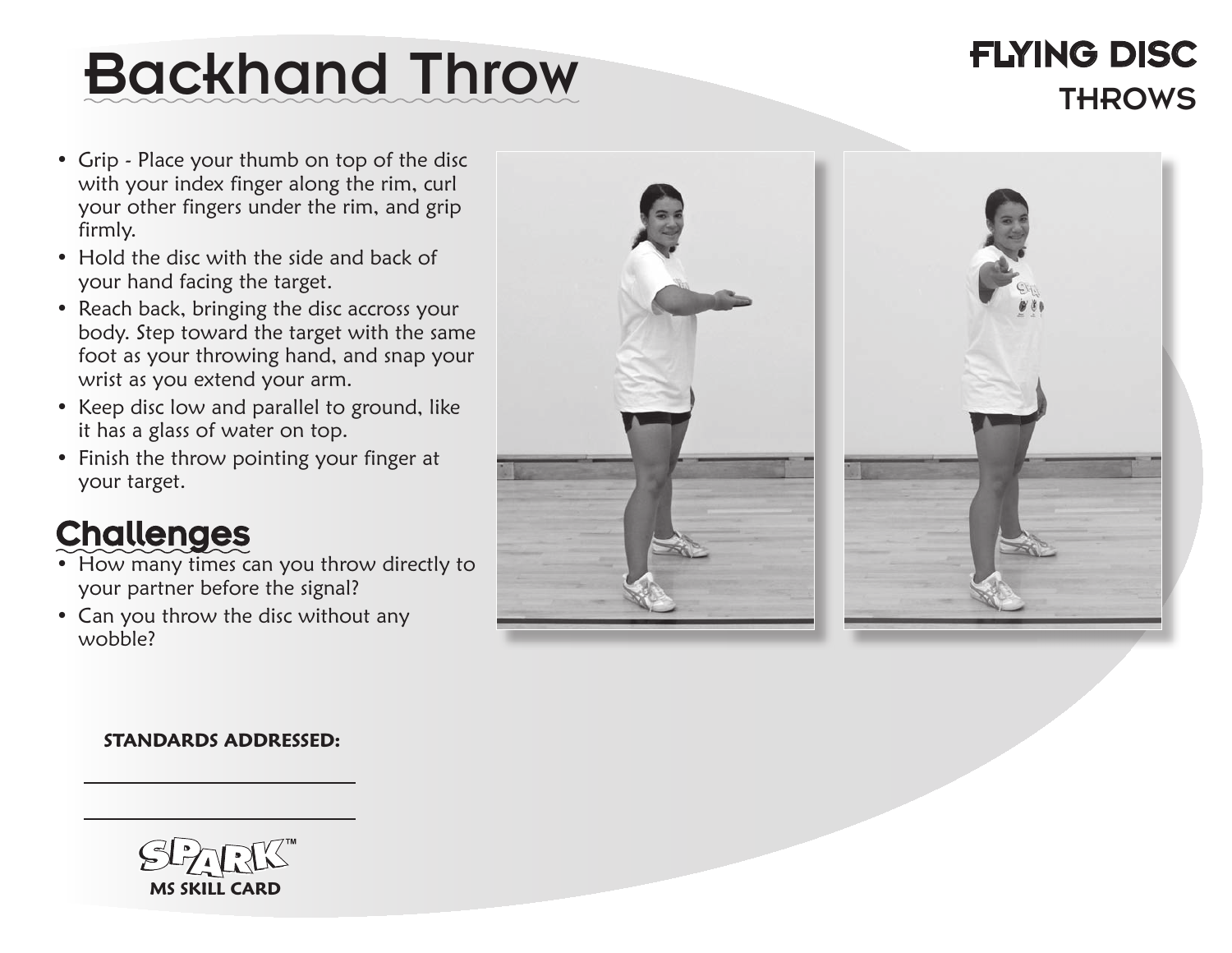# Backhand Throw

## FLYING DISC THROWS

- Grip - Place your thumb on top of the disc with your index finger along the rim, curl your other fingers under the rim, and grip firmly.
- Hold the disc with the side and back of your hand facing the target.
- Reach back, bringing the disc accross your body. Step toward the target with the same foot as your throwing hand, and snap your wrist as you extend your arm.
- Keep disc low and parallel to ground, like it has a glass of water on top.
- Finish the throw pointing your finger at your target.

## Challenges

- How many times can you throw directly to your partner before the signal?
- Can you throw the disc without any wobble?

**STANDARDS ADDRESSED:**

\_\_\_\_\_\_\_\_\_\_\_\_\_\_\_\_\_\_\_\_\_\_\_\_

\_\_\_\_\_\_\_\_\_\_\_\_\_\_\_\_\_\_\_\_\_\_\_\_

SPARK™

**MS SKILL CARD**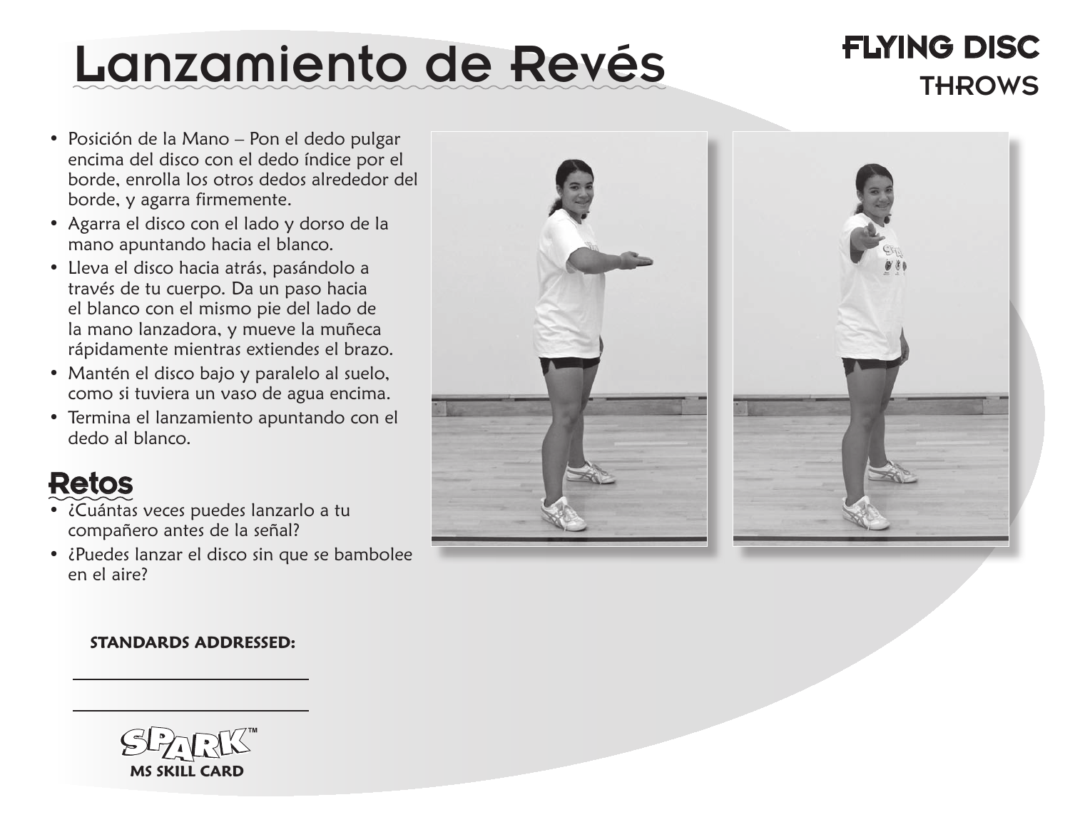# Lanzamiento de Revés

## FLYING DISC THROWS

- Posición de la Mano – Pon el dedo pulgar encima del disco con el dedo índice por el borde, enrolla los otros dedos alrededor del borde, y agarra firmemente.
- Agarra el disco con el lado y dorso de la mano apuntando hacia el blanco.
- Lleva el disco hacia atrás, pasándolo a través de tu cuerpo. Da un paso hacia el blanco con el mismo pie del lado de la mano lanzadora, y mueve la muñeca rápidamente mientras extiendes el brazo.
- Mantén el disco bajo y paralelo al suelo, como si tuviera un vaso de agua encima.
- Termina el lanzamiento apuntando con el dedo al blanco.

## Retos

- ¿Cuántas veces puedes lanzarlo a tu compañero antes de la señal?
- ¿Puedes lanzar el disco sin que se bambolee en el aire?

**STANDARDS ADDRESSED:**

______________________

______________________

SPARK™
**MS SKILL CARD**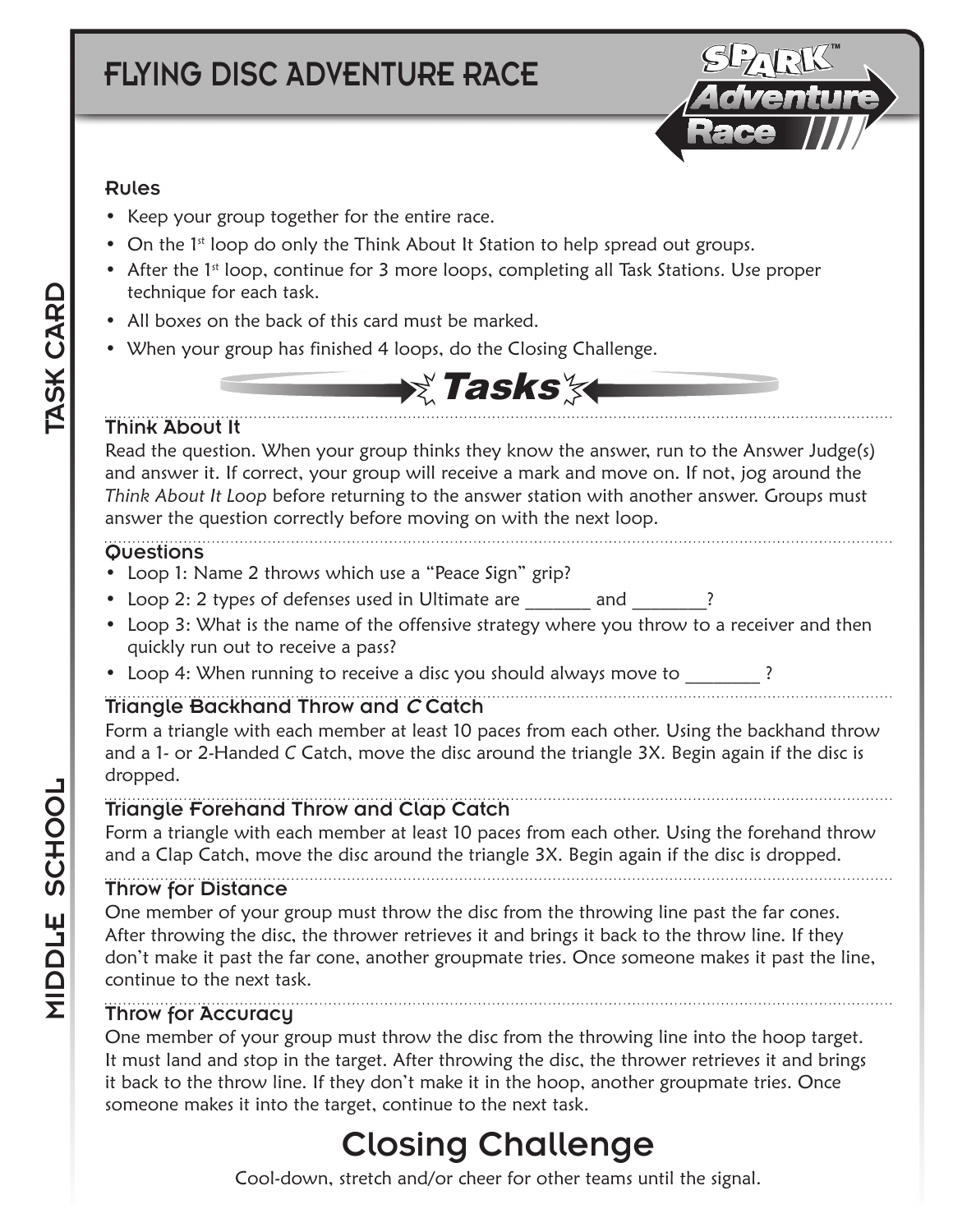# FLYING DISC ADVENTURE RACE

TASK CARD — MIDDLE SCHOOL

### Rules

- Keep your group together for the entire race.
- On the 1st loop do only the Think About It Station to help spread out groups.
- After the 1st loop, continue for 3 more loops, completing all Task Stations. Use proper technique for each task.
- All boxes on the back of this card must be marked.
- When your group has finished 4 loops, do the Closing Challenge.

## Tasks

### Think About It

Read the question. When your group thinks they know the answer, run to the Answer Judge(s) and answer it. If correct, your group will receive a mark and move on. If not, jog around the *Think About It Loop* before returning to the answer station with another answer. Groups must answer the question correctly before moving on with the next loop.

### Questions

- Loop 1: Name 2 throws which use a “Peace Sign” grip?
- Loop 2: 2 types of defenses used in Ultimate are _______ and ________?
- Loop 3: What is the name of the offensive strategy where you throw to a receiver and then quickly run out to receive a pass?
- Loop 4: When running to receive a disc you should always move to ________ ?

### Triangle Backhand Throw and *C* Catch

Form a triangle with each member at least 10 paces from each other. Using the backhand throw and a 1- or 2-Handed *C* Catch, move the disc around the triangle 3X. Begin again if the disc is dropped.

### Triangle Forehand Throw and Clap Catch

Form a triangle with each member at least 10 paces from each other. Using the forehand throw and a Clap Catch, move the disc around the triangle 3X. Begin again if the disc is dropped.

### Throw for Distance

One member of your group must throw the disc from the throwing line past the far cones. After throwing the disc, the thrower retrieves it and brings it back to the throw line. If they don’t make it past the far cone, another groupmate tries. Once someone makes it past the line, continue to the next task.

### Throw for Accuracy

One member of your group must throw the disc from the throwing line into the hoop target. It must land and stop in the target. After throwing the disc, the thrower retrieves it and brings it back to the throw line. If they don’t make it in the hoop, another groupmate tries. Once someone makes it into the target, continue to the next task.

## Closing Challenge

Cool-down, stretch and/or cheer for other teams until the signal.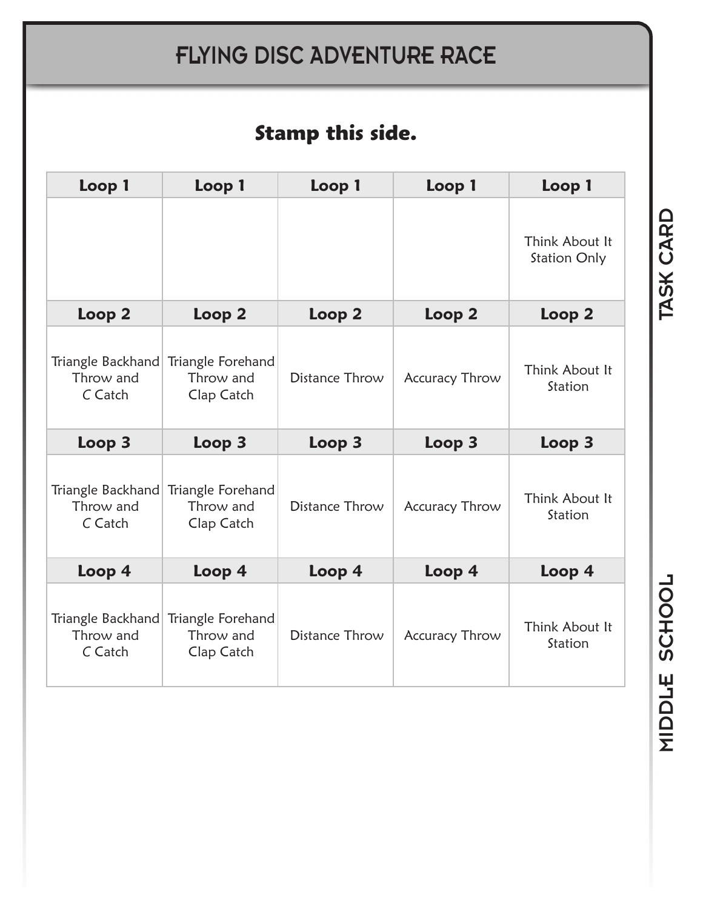# FLYING DISC ADVENTURE RACE

## Stamp this side.

| Loop 1 | Loop 1 | Loop 1 | Loop 1 | Loop 1 |
|---|---|---|---|---|
| | | | | Think About It Station Only |
| **Loop 2** | **Loop 2** | **Loop 2** | **Loop 2** | **Loop 2** |
| Triangle Backhand Throw and *C* Catch | Triangle Forehand Throw and Clap Catch | Distance Throw | Accuracy Throw | Think About It Station |
| **Loop 3** | **Loop 3** | **Loop 3** | **Loop 3** | **Loop 3** |
| Triangle Backhand Throw and *C* Catch | Triangle Forehand Throw and Clap Catch | Distance Throw | Accuracy Throw | Think About It Station |
| **Loop 4** | **Loop 4** | **Loop 4** | **Loop 4** | **Loop 4** |
| Triangle Backhand Throw and *C* Catch | Triangle Forehand Throw and Clap Catch | Distance Throw | Accuracy Throw | Think About It Station |

TASK CARD

MIDDLE SCHOOL